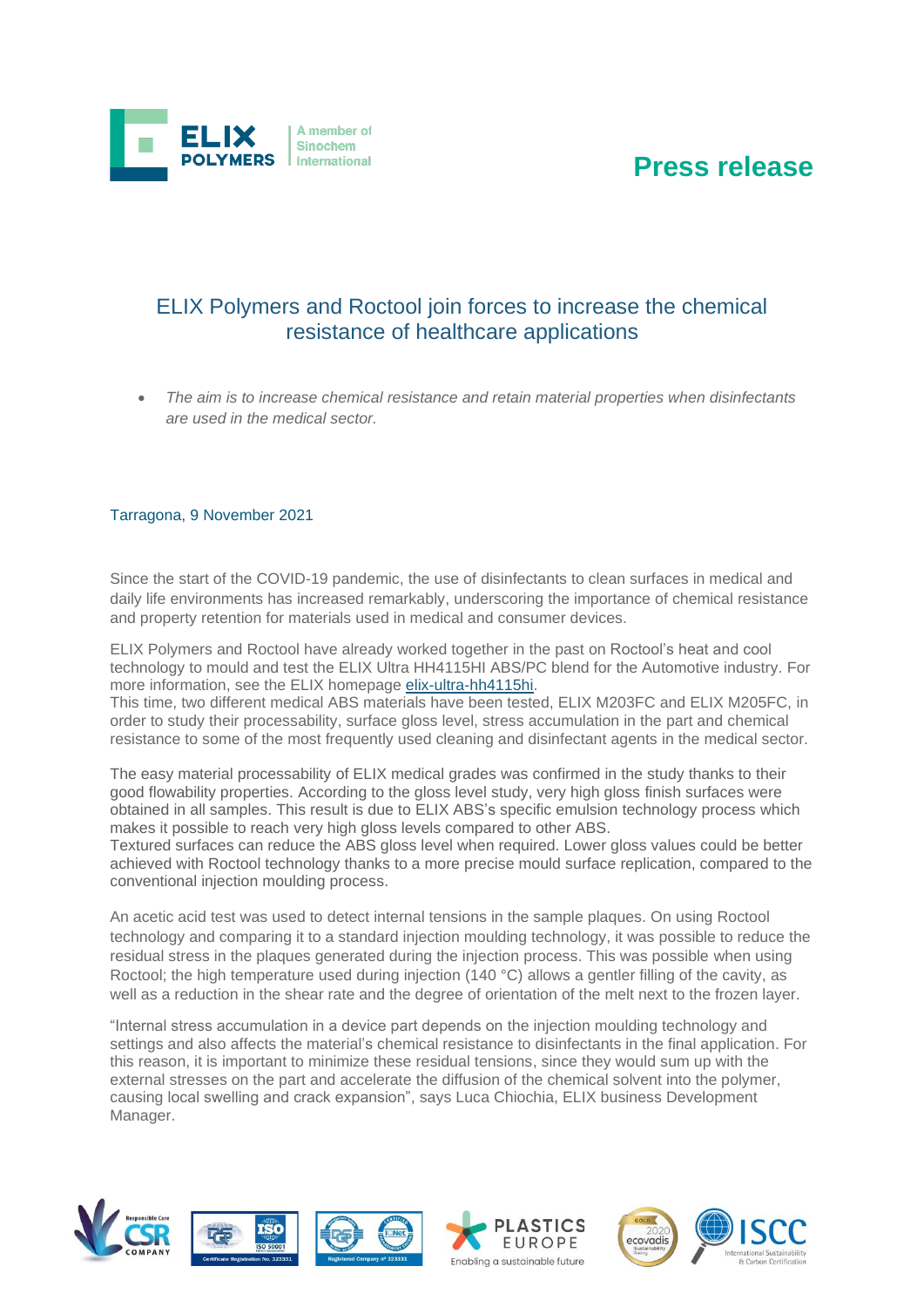# Press release

## ELIX Polymers and Roctool join forces to increase the chemical resistance of healthcare applications

- *The aim is to increase chemical resistance and retain material properties when disinfectants are used in the medical sector.*

Tarragona, 9 November 2021

Since the start of the COVID-19 pandemic, the use of disinfectants to clean surfaces in medical and daily life environments has increased remarkably, underscoring the importance of chemical resistance and property retention for materials used in medical and consumer devices.

ELIX Polymers and Roctool have already worked together in the past on Roctool's heat and cool technology to mould and test the ELIX Ultra HH4115HI ABS/PC blend for the Automotive industry. For more information, see the ELIX homepage elix-ultra-hh4115hi.

This time, two different medical ABS materials have been tested, ELIX M203FC and ELIX M205FC, in order to study their processability, surface gloss level, stress accumulation in the part and chemical resistance to some of the most frequently used cleaning and disinfectant agents in the medical sector.

The easy material processability of ELIX medical grades was confirmed in the study thanks to their good flowability properties. According to the gloss level study, very high gloss finish surfaces were obtained in all samples. This result is due to ELIX ABS's specific emulsion technology process which makes it possible to reach very high gloss levels compared to other ABS.

Textured surfaces can reduce the ABS gloss level when required. Lower gloss values could be better achieved with Roctool technology thanks to a more precise mould surface replication, compared to the conventional injection moulding process.

An acetic acid test was used to detect internal tensions in the sample plaques. On using Roctool technology and comparing it to a standard injection moulding technology, it was possible to reduce the residual stress in the plaques generated during the injection process. This was possible when using Roctool; the high temperature used during injection (140 °C) allows a gentler filling of the cavity, as well as a reduction in the shear rate and the degree of orientation of the melt next to the frozen layer.

"Internal stress accumulation in a device part depends on the injection moulding technology and settings and also affects the material's chemical resistance to disinfectants in the final application. For this reason, it is important to minimize these residual tensions, since they would sum up with the external stresses on the part and accelerate the diffusion of the chemical solvent into the polymer, causing local swelling and crack expansion", says Luca Chiochia, ELIX business Development Manager.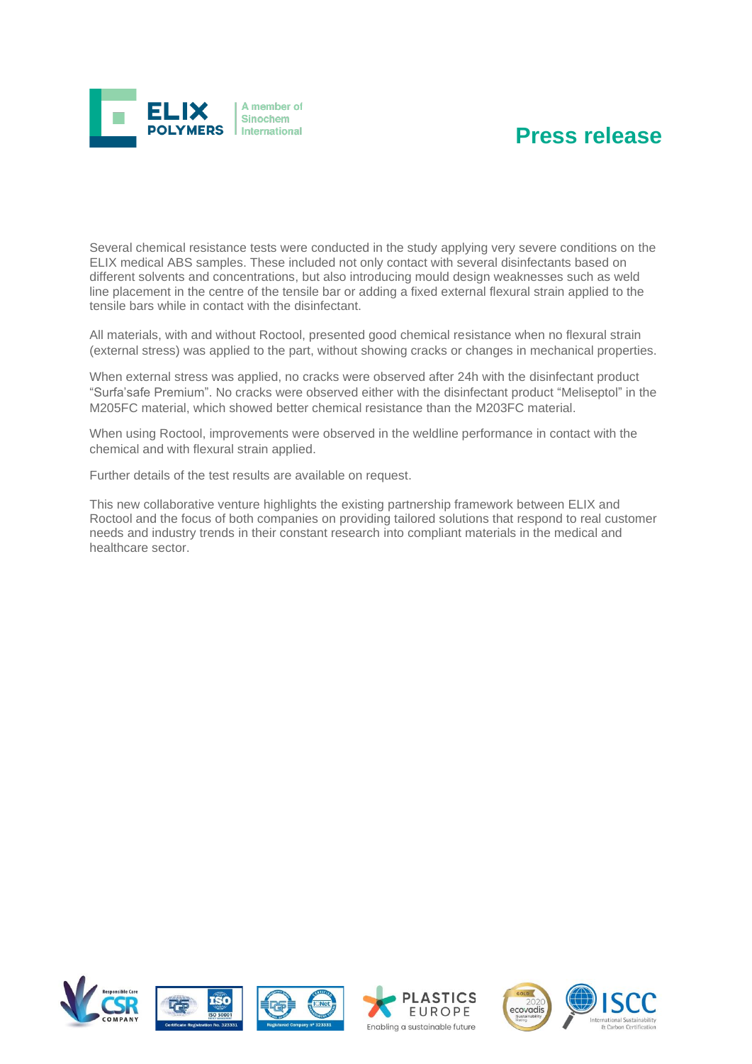Several chemical resistance tests were conducted in the study applying very severe conditions on the ELIX medical ABS samples. These included not only contact with several disinfectants based on different solvents and concentrations, but also introducing mould design weaknesses such as weld line placement in the centre of the tensile bar or adding a fixed external flexural strain applied to the tensile bars while in contact with the disinfectant.

All materials, with and without Roctool, presented good chemical resistance when no flexural strain (external stress) was applied to the part, without showing cracks or changes in mechanical properties.

When external stress was applied, no cracks were observed after 24h with the disinfectant product "Surfa'safe Premium". No cracks were observed either with the disinfectant product "Meliseptol" in the M205FC material, which showed better chemical resistance than the M203FC material.

When using Roctool, improvements were observed in the weldline performance in contact with the chemical and with flexural strain applied.

Further details of the test results are available on request.

This new collaborative venture highlights the existing partnership framework between ELIX and Roctool and the focus of both companies on providing tailored solutions that respond to real customer needs and industry trends in their constant research into compliant materials in the medical and healthcare sector.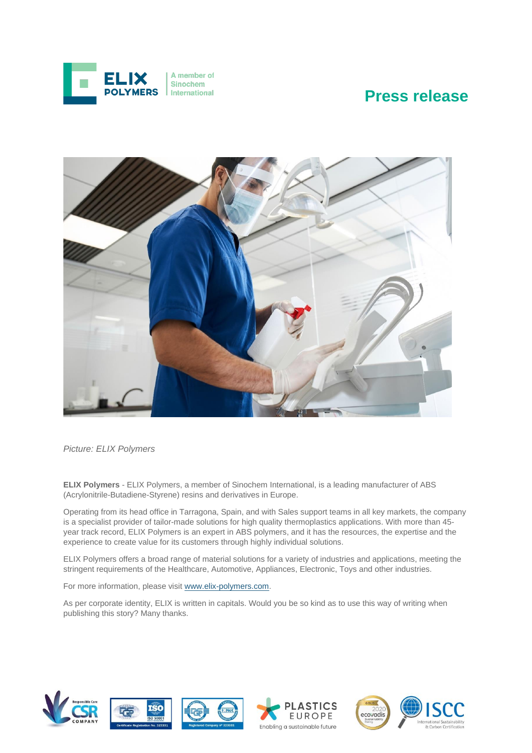Picture: ELIX Polymers

**ELIX Polymers** - ELIX Polymers, a member of Sinochem International, is a leading manufacturer of ABS (Acrylonitrile-Butadiene-Styrene) resins and derivatives in Europe.

Operating from its head office in Tarragona, Spain, and with Sales support teams in all key markets, the company is a specialist provider of tailor-made solutions for high quality thermoplastics applications. With more than 45-year track record, ELIX Polymers is an expert in ABS polymers, and it has the resources, the expertise and the experience to create value for its customers through highly individual solutions.

ELIX Polymers offers a broad range of material solutions for a variety of industries and applications, meeting the stringent requirements of the Healthcare, Automotive, Appliances, Electronic, Toys and other industries.

For more information, please visit [www.elix-polymers.com](http://www.elix-polymers.com).

As per corporate identity, ELIX is written in capitals. Would you be so kind as to use this way of writing when publishing this story? Many thanks.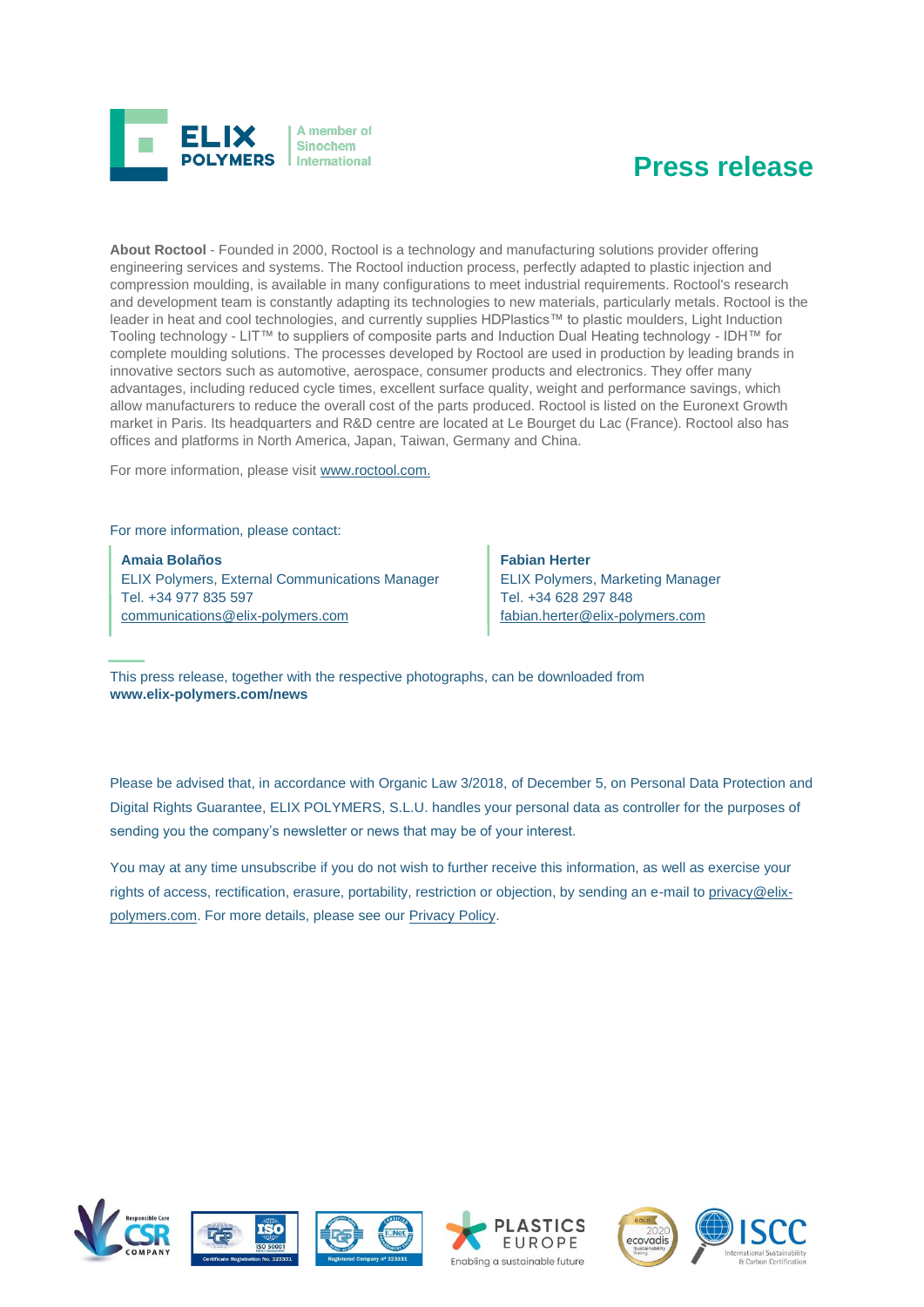**About Roctool** - Founded in 2000, Roctool is a technology and manufacturing solutions provider offering engineering services and systems. The Roctool induction process, perfectly adapted to plastic injection and compression moulding, is available in many configurations to meet industrial requirements. Roctool's research and development team is constantly adapting its technologies to new materials, particularly metals. Roctool is the leader in heat and cool technologies, and currently supplies HDPlastics™ to plastic moulders, Light Induction Tooling technology - LIT™ to suppliers of composite parts and Induction Dual Heating technology - IDH™ for complete moulding solutions. The processes developed by Roctool are used in production by leading brands in innovative sectors such as automotive, aerospace, consumer products and electronics. They offer many advantages, including reduced cycle times, excellent surface quality, weight and performance savings, which allow manufacturers to reduce the overall cost of the parts produced. Roctool is listed on the Euronext Growth market in Paris. Its headquarters and R&D centre are located at Le Bourget du Lac (France). Roctool also has offices and platforms in North America, Japan, Taiwan, Germany and China.

For more information, please visit www.roctool.com.

For more information, please contact:

**Amaia Bolaños**
ELIX Polymers, External Communications Manager
Tel. +34 977 835 597
communications@elix-polymers.com

**Fabian Herter**
ELIX Polymers, Marketing Manager
Tel. +34 628 297 848
fabian.herter@elix-polymers.com

This press release, together with the respective photographs, can be downloaded from **www.elix-polymers.com/news**

Please be advised that, in accordance with Organic Law 3/2018, of December 5, on Personal Data Protection and Digital Rights Guarantee, ELIX POLYMERS, S.L.U. handles your personal data as controller for the purposes of sending you the company's newsletter or news that may be of your interest.

You may at any time unsubscribe if you do not wish to further receive this information, as well as exercise your rights of access, rectification, erasure, portability, restriction or objection, by sending an e-mail to privacy@elix-polymers.com. For more details, please see our Privacy Policy.